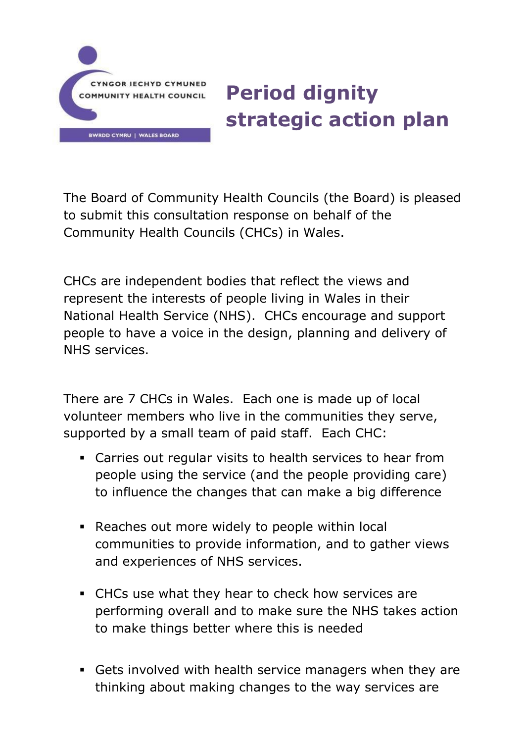CYNGOR IECHYD CYMUNED
COMMUNITY HEALTH COUNCIL
BWRDD CYMRU | WALES BOARD

# Period dignity strategic action plan

The Board of Community Health Councils (the Board) is pleased to submit this consultation response on behalf of the Community Health Councils (CHCs) in Wales.

CHCs are independent bodies that reflect the views and represent the interests of people living in Wales in their National Health Service (NHS). CHCs encourage and support people to have a voice in the design, planning and delivery of NHS services.

There are 7 CHCs in Wales. Each one is made up of local volunteer members who live in the communities they serve, supported by a small team of paid staff. Each CHC:

- Carries out regular visits to health services to hear from people using the service (and the people providing care) to influence the changes that can make a big difference
- Reaches out more widely to people within local communities to provide information, and to gather views and experiences of NHS services.
- CHCs use what they hear to check how services are performing overall and to make sure the NHS takes action to make things better where this is needed
- Gets involved with health service managers when they are thinking about making changes to the way services are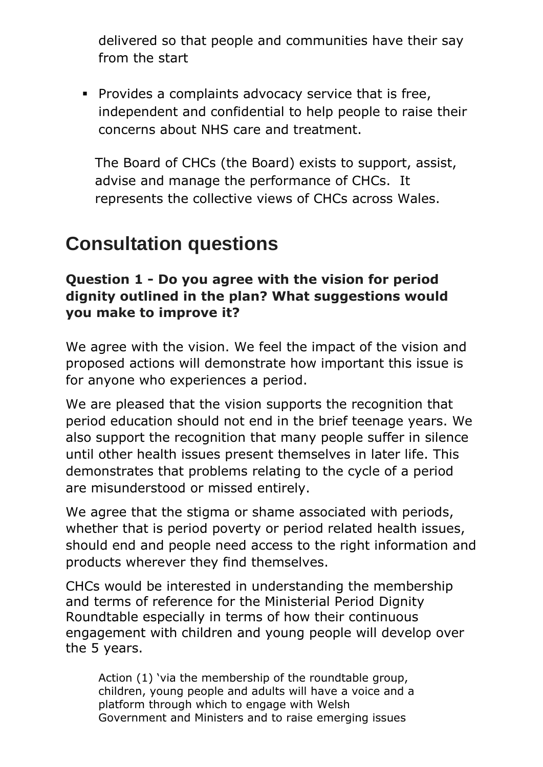delivered so that people and communities have their say from the start

- Provides a complaints advocacy service that is free, independent and confidential to help people to raise their concerns about NHS care and treatment.

The Board of CHCs (the Board) exists to support, assist, advise and manage the performance of CHCs. It represents the collective views of CHCs across Wales.

## Consultation questions

**Question 1 - Do you agree with the vision for period dignity outlined in the plan? What suggestions would you make to improve it?**

We agree with the vision. We feel the impact of the vision and proposed actions will demonstrate how important this issue is for anyone who experiences a period.

We are pleased that the vision supports the recognition that period education should not end in the brief teenage years. We also support the recognition that many people suffer in silence until other health issues present themselves in later life. This demonstrates that problems relating to the cycle of a period are misunderstood or missed entirely.

We agree that the stigma or shame associated with periods, whether that is period poverty or period related health issues, should end and people need access to the right information and products wherever they find themselves.

CHCs would be interested in understanding the membership and terms of reference for the Ministerial Period Dignity Roundtable especially in terms of how their continuous engagement with children and young people will develop over the 5 years.

> Action (1) 'via the membership of the roundtable group, children, young people and adults will have a voice and a platform through which to engage with Welsh Government and Ministers and to raise emerging issues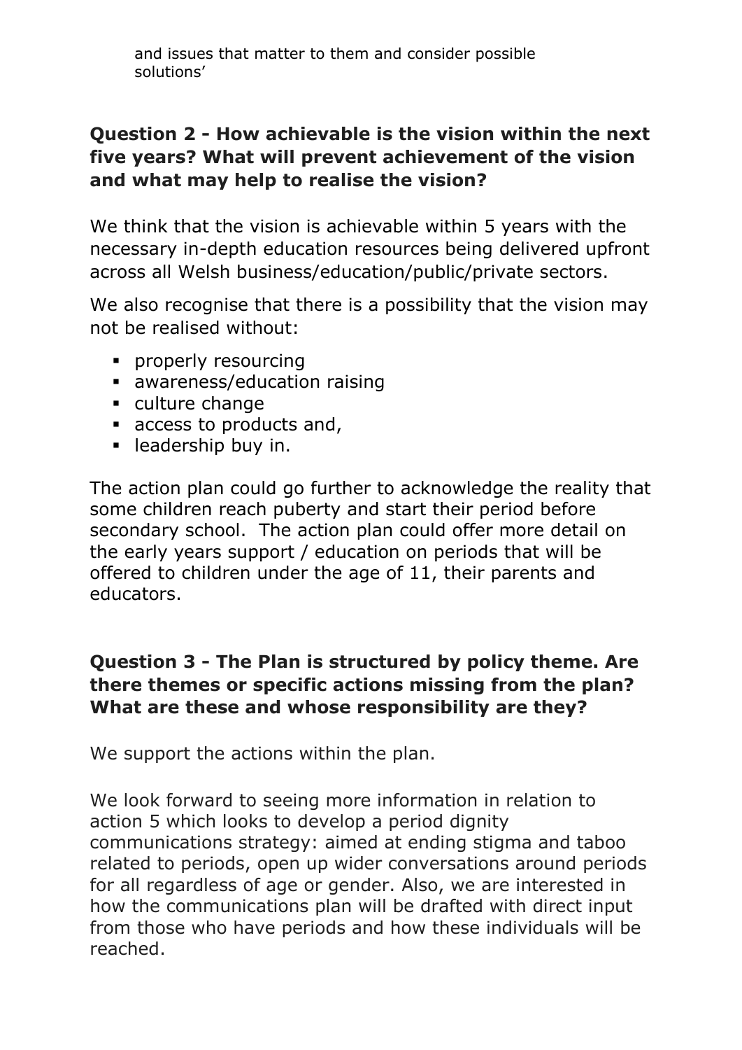and issues that matter to them and consider possible solutions'

**Question 2 - How achievable is the vision within the next five years? What will prevent achievement of the vision and what may help to realise the vision?**

We think that the vision is achievable within 5 years with the necessary in-depth education resources being delivered upfront across all Welsh business/education/public/private sectors.

We also recognise that there is a possibility that the vision may not be realised without:

- properly resourcing
- awareness/education raising
- culture change
- access to products and,
- leadership buy in.

The action plan could go further to acknowledge the reality that some children reach puberty and start their period before secondary school. The action plan could offer more detail on the early years support / education on periods that will be offered to children under the age of 11, their parents and educators.

**Question 3 - The Plan is structured by policy theme. Are there themes or specific actions missing from the plan? What are these and whose responsibility are they?**

We support the actions within the plan.

We look forward to seeing more information in relation to action 5 which looks to develop a period dignity communications strategy: aimed at ending stigma and taboo related to periods, open up wider conversations around periods for all regardless of age or gender. Also, we are interested in how the communications plan will be drafted with direct input from those who have periods and how these individuals will be reached.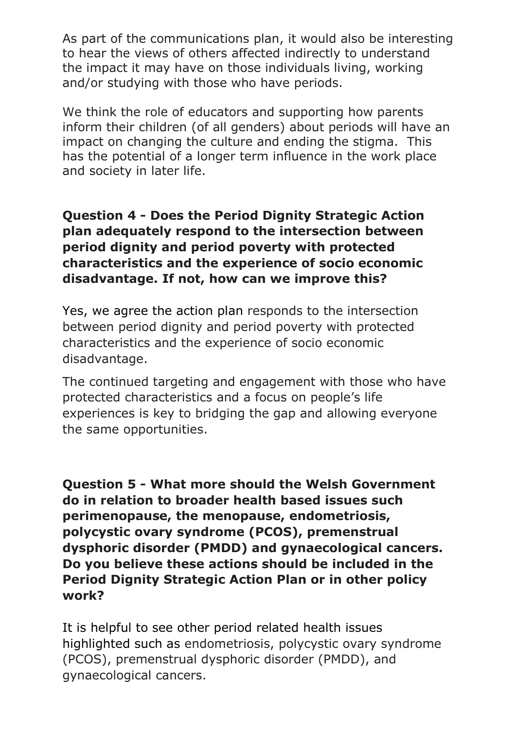As part of the communications plan, it would also be interesting to hear the views of others affected indirectly to understand the impact it may have on those individuals living, working and/or studying with those who have periods.

We think the role of educators and supporting how parents inform their children (of all genders) about periods will have an impact on changing the culture and ending the stigma. This has the potential of a longer term influence in the work place and society in later life.

**Question 4 - Does the Period Dignity Strategic Action plan adequately respond to the intersection between period dignity and period poverty with protected characteristics and the experience of socio economic disadvantage. If not, how can we improve this?**

Yes, we agree the action plan responds to the intersection between period dignity and period poverty with protected characteristics and the experience of socio economic disadvantage.

The continued targeting and engagement with those who have protected characteristics and a focus on people's life experiences is key to bridging the gap and allowing everyone the same opportunities.

**Question 5 - What more should the Welsh Government do in relation to broader health based issues such perimenopause, the menopause, endometriosis, polycystic ovary syndrome (PCOS), premenstrual dysphoric disorder (PMDD) and gynaecological cancers. Do you believe these actions should be included in the Period Dignity Strategic Action Plan or in other policy work?**

It is helpful to see other period related health issues highlighted such as endometriosis, polycystic ovary syndrome (PCOS), premenstrual dysphoric disorder (PMDD), and gynaecological cancers.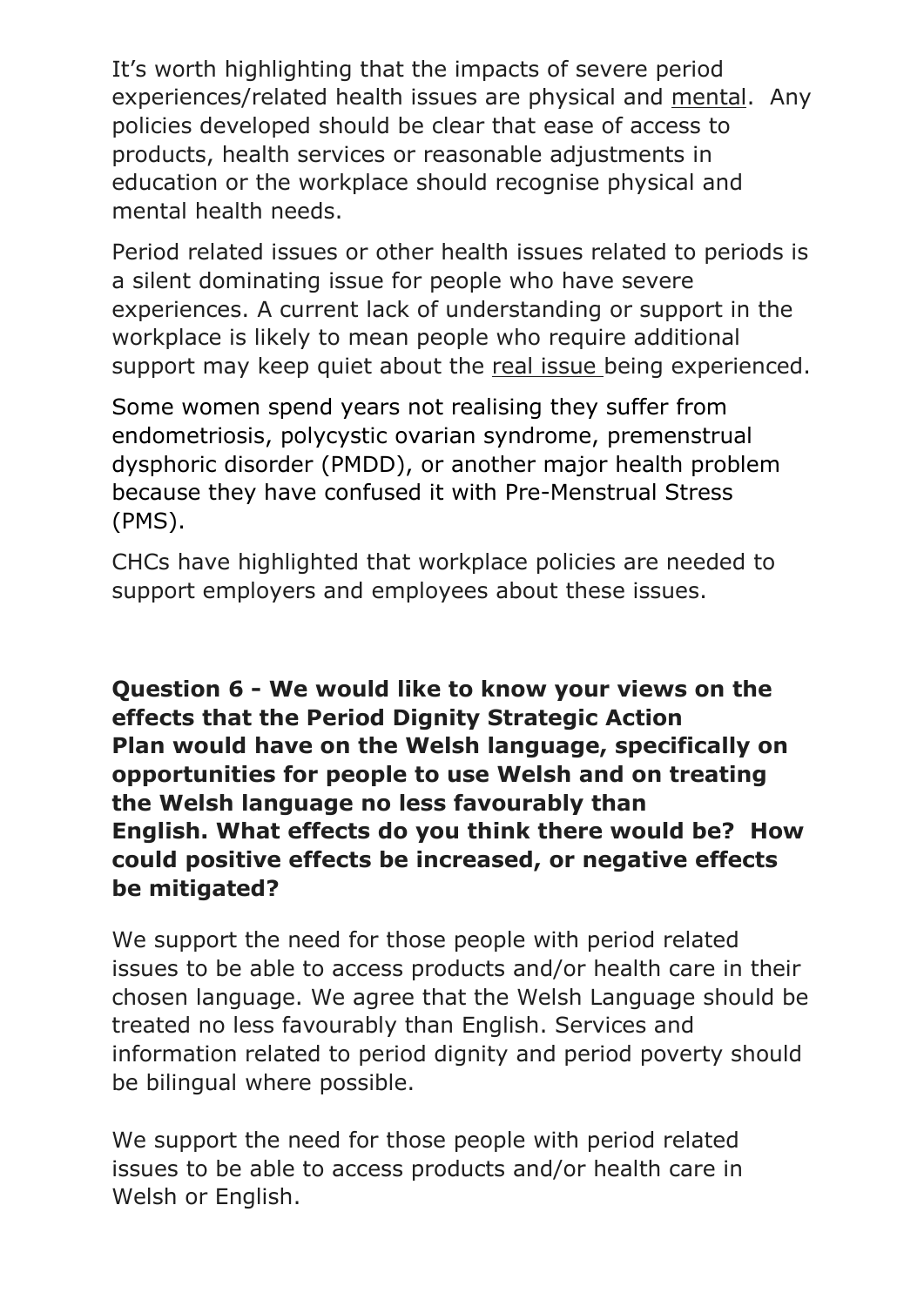It's worth highlighting that the impacts of severe period experiences/related health issues are physical and mental. Any policies developed should be clear that ease of access to products, health services or reasonable adjustments in education or the workplace should recognise physical and mental health needs.

Period related issues or other health issues related to periods is a silent dominating issue for people who have severe experiences. A current lack of understanding or support in the workplace is likely to mean people who require additional support may keep quiet about the real issue being experienced.

Some women spend years not realising they suffer from endometriosis, polycystic ovarian syndrome, premenstrual dysphoric disorder (PMDD), or another major health problem because they have confused it with Pre-Menstrual Stress (PMS).

CHCs have highlighted that workplace policies are needed to support employers and employees about these issues.

**Question 6 - We would like to know your views on the effects that the Period Dignity Strategic Action Plan would have on the Welsh language, specifically on opportunities for people to use Welsh and on treating the Welsh language no less favourably than English. What effects do you think there would be? How could positive effects be increased, or negative effects be mitigated?**

We support the need for those people with period related issues to be able to access products and/or health care in their chosen language. We agree that the Welsh Language should be treated no less favourably than English. Services and information related to period dignity and period poverty should be bilingual where possible.

We support the need for those people with period related issues to be able to access products and/or health care in Welsh or English.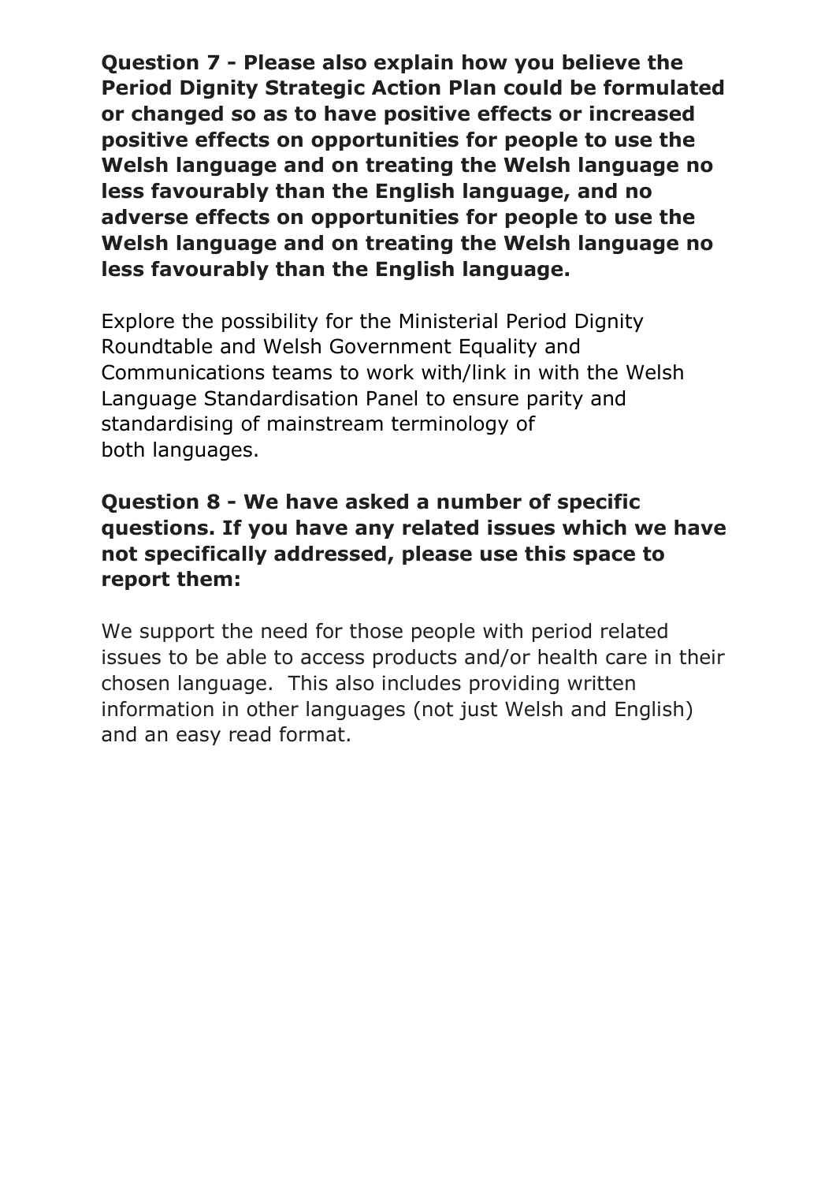**Question 7 - Please also explain how you believe the Period Dignity Strategic Action Plan could be formulated or changed so as to have positive effects or increased positive effects on opportunities for people to use the Welsh language and on treating the Welsh language no less favourably than the English language, and no adverse effects on opportunities for people to use the Welsh language and on treating the Welsh language no less favourably than the English language.**

Explore the possibility for the Ministerial Period Dignity Roundtable and Welsh Government Equality and Communications teams to work with/link in with the Welsh Language Standardisation Panel to ensure parity and standardising of mainstream terminology of both languages.

**Question 8 - We have asked a number of specific questions. If you have any related issues which we have not specifically addressed, please use this space to report them:**

We support the need for those people with period related issues to be able to access products and/or health care in their chosen language. This also includes providing written information in other languages (not just Welsh and English) and an easy read format.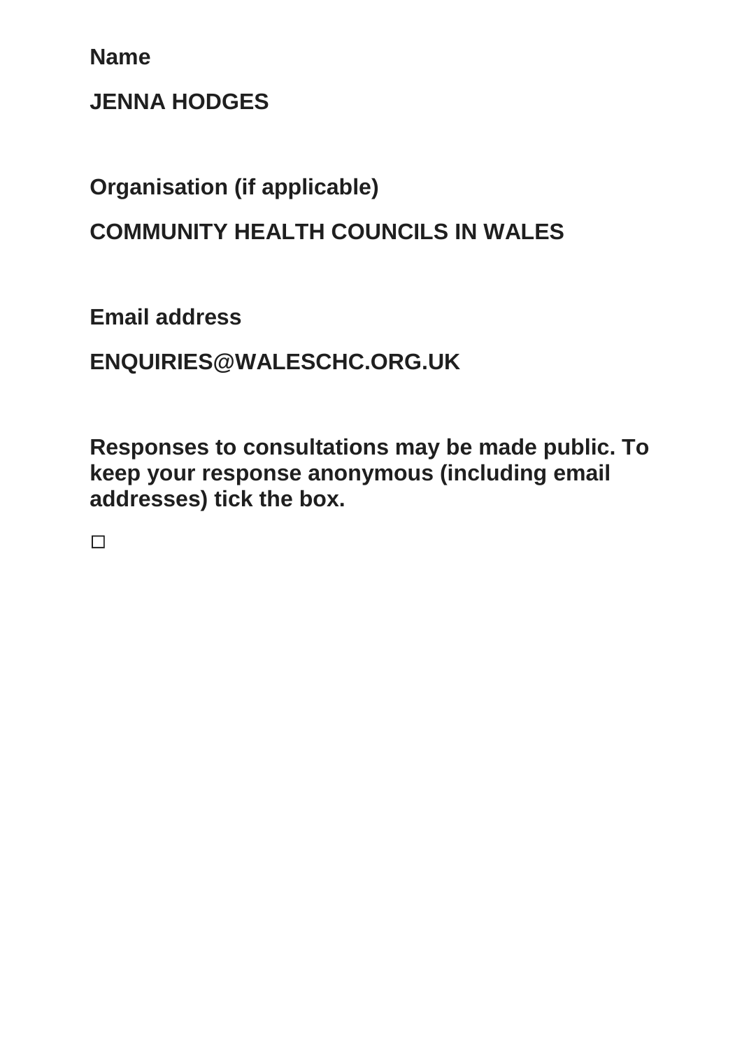**Name**

**JENNA HODGES**

**Organisation (if applicable)**

**COMMUNITY HEALTH COUNCILS IN WALES**

**Email address**

**ENQUIRIES@WALESCHC.ORG.UK**

**Responses to consultations may be made public. To keep your response anonymous (including email addresses) tick the box.**

☐